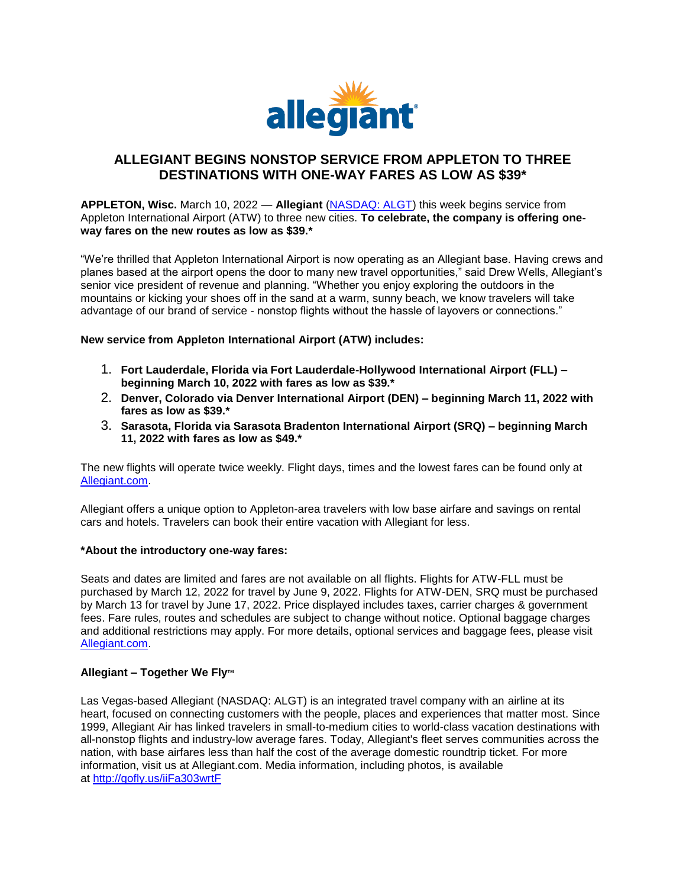# ALLEGIANT BEGINS NONSTOP SERVICE FROM APPLETON TO THREE DESTINATIONS WITH ONE-WAY FARES AS LOW AS $39*

**APPLETON, Wisc.** March 10, 2022 — **Allegiant** ([NASDAQ: ALGT](NASDAQ: ALGT)) this week begins service from Appleton International Airport (ATW) to three new cities. **To celebrate, the company is offering one-way fares on the new routes as low as $39.***

"We're thrilled that Appleton International Airport is now operating as an Allegiant base. Having crews and planes based at the airport opens the door to many new travel opportunities," said Drew Wells, Allegiant's senior vice president of revenue and planning. "Whether you enjoy exploring the outdoors in the mountains or kicking your shoes off in the sand at a warm, sunny beach, we know travelers will take advantage of our brand of service - nonstop flights without the hassle of layovers or connections."

**New service from Appleton International Airport (ATW) includes:**

1. **Fort Lauderdale, Florida via Fort Lauderdale-Hollywood International Airport (FLL) – beginning March 10, 2022 with fares as low as $39.***
2. **Denver, Colorado via Denver International Airport (DEN) – beginning March 11, 2022 with fares as low as $39.***
3. **Sarasota, Florida via Sarasota Bradenton International Airport (SRQ) – beginning March 11, 2022 with fares as low as $49.***

The new flights will operate twice weekly. Flight days, times and the lowest fares can be found only at Allegiant.com.

Allegiant offers a unique option to Appleton-area travelers with low base airfare and savings on rental cars and hotels. Travelers can book their entire vacation with Allegiant for less.

**\*About the introductory one-way fares:**

Seats and dates are limited and fares are not available on all flights. Flights for ATW-FLL must be purchased by March 12, 2022 for travel by June 9, 2022. Flights for ATW-DEN, SRQ must be purchased by March 13 for travel by June 17, 2022. Price displayed includes taxes, carrier charges & government fees. Fare rules, routes and schedules are subject to change without notice. Optional baggage charges and additional restrictions may apply. For more details, optional services and baggage fees, please visit Allegiant.com.

**Allegiant – Together We Fly™**

Las Vegas-based Allegiant (NASDAQ: ALGT) is an integrated travel company with an airline at its heart, focused on connecting customers with the people, places and experiences that matter most. Since 1999, Allegiant Air has linked travelers in small-to-medium cities to world-class vacation destinations with all-nonstop flights and industry-low average fares. Today, Allegiant's fleet serves communities across the nation, with base airfares less than half the cost of the average domestic roundtrip ticket. For more information, visit us at Allegiant.com. Media information, including photos, is available at http://gofly.us/iiFa303wrtF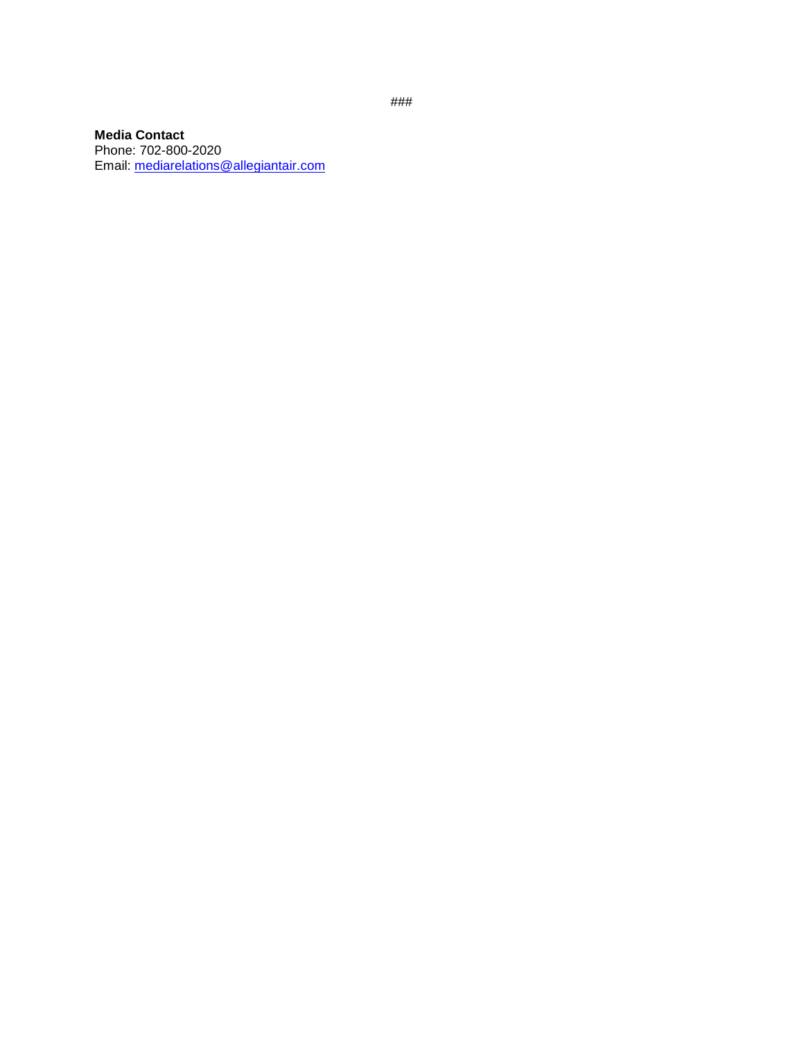###

**Media Contact**
Phone: 702-800-2020
Email: mediarelations@allegiantair.com